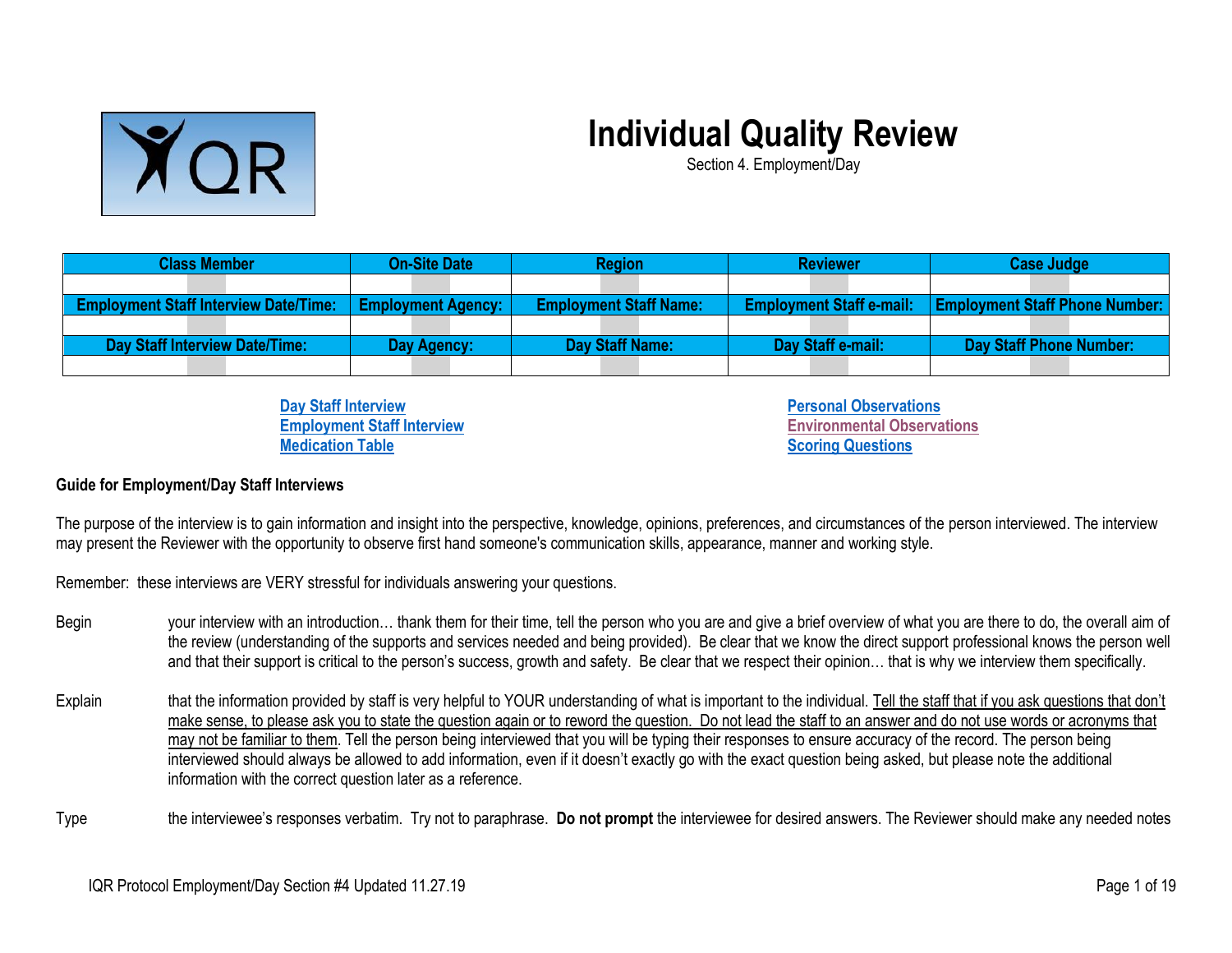# Individual Quality Review

Section 4. Employment/Day

| Class Member | On-Site Date | Region | Reviewer | Case Judge |
|---|---|---|---|---|
| | | | | |
| **Employment Staff Interview Date/Time:** | **Employment Agency:** | **Employment Staff Name:** | **Employment Staff e-mail:** | **Employment Staff Phone Number:** |
| | | | | |
| **Day Staff Interview Date/Time:** | **Day Agency:** | **Day Staff Name:** | **Day Staff e-mail:** | **Day Staff Phone Number:** |
| | | | | |

Day Staff Interview
Employment Staff Interview
Medication Table

Personal Observations
Environmental Observations
Scoring Questions

**Guide for Employment/Day Staff Interviews**

The purpose of the interview is to gain information and insight into the perspective, knowledge, opinions, preferences, and circumstances of the person interviewed. The interview may present the Reviewer with the opportunity to observe first hand someone's communication skills, appearance, manner and working style.

Remember: these interviews are VERY stressful for individuals answering your questions.

Begin your interview with an introduction… thank them for their time, tell the person who you are and give a brief overview of what you are there to do, the overall aim of the review (understanding of the supports and services needed and being provided). Be clear that we know the direct support professional knows the person well and that their support is critical to the person's success, growth and safety. Be clear that we respect their opinion… that is why we interview them specifically.

Explain that the information provided by staff is very helpful to YOUR understanding of what is important to the individual. Tell the staff that if you ask questions that don't make sense, to please ask you to state the question again or to reword the question. Do not lead the staff to an answer and do not use words or acronyms that may not be familiar to them. Tell the person being interviewed that you will be typing their responses to ensure accuracy of the record. The person being interviewed should always be allowed to add information, even if it doesn't exactly go with the exact question being asked, but please note the additional information with the correct question later as a reference.

Type the interviewee's responses verbatim. Try not to paraphrase. **Do not prompt** the interviewee for desired answers. The Reviewer should make any needed notes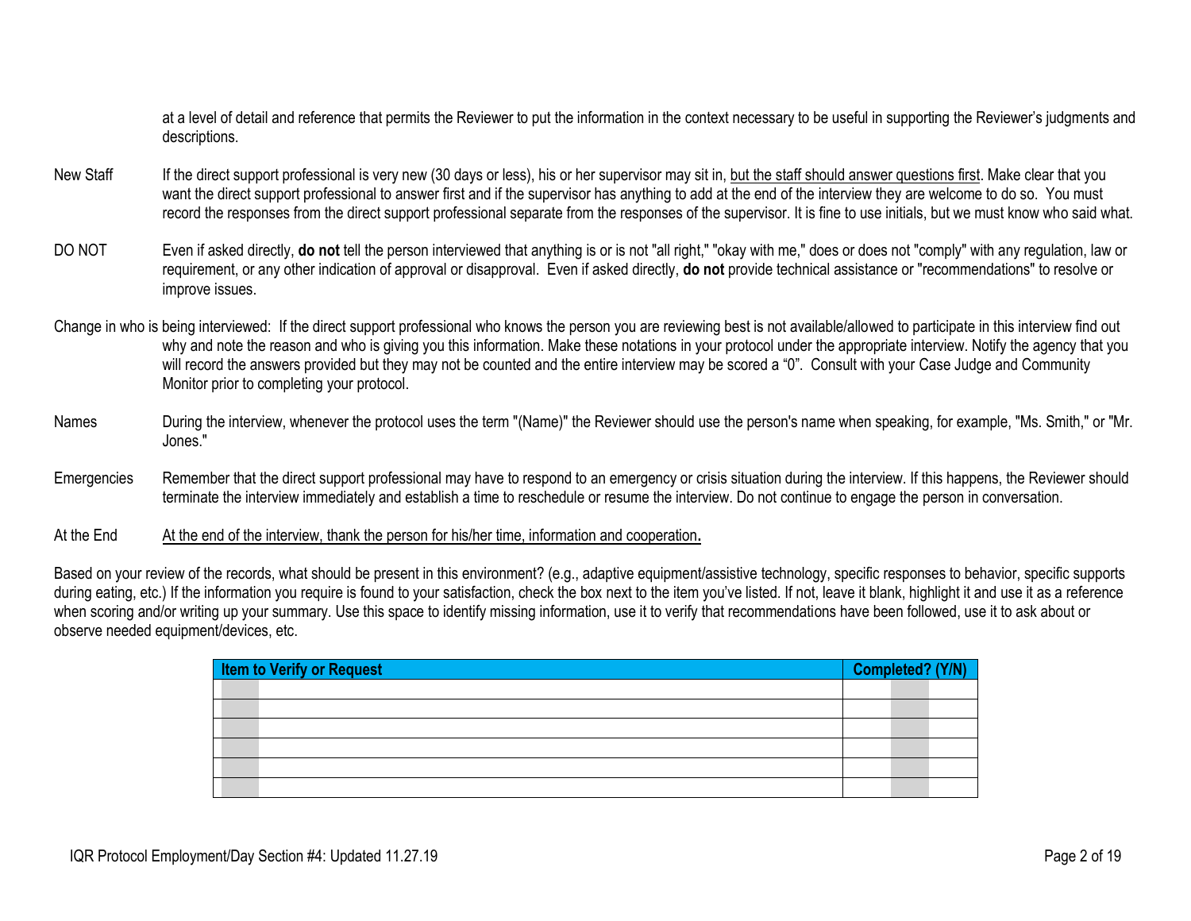at a level of detail and reference that permits the Reviewer to put the information in the context necessary to be useful in supporting the Reviewer's judgments and descriptions.

New Staff — If the direct support professional is very new (30 days or less), his or her supervisor may sit in, but the staff should answer questions first. Make clear that you want the direct support professional to answer first and if the supervisor has anything to add at the end of the interview they are welcome to do so. You must record the responses from the direct support professional separate from the responses of the supervisor. It is fine to use initials, but we must know who said what.

DO NOT — Even if asked directly, **do not** tell the person interviewed that anything is or is not "all right," "okay with me," does or does not "comply" with any regulation, law or requirement, or any other indication of approval or disapproval. Even if asked directly, **do not** provide technical assistance or "recommendations" to resolve or improve issues.

Change in who is being interviewed: If the direct support professional who knows the person you are reviewing best is not available/allowed to participate in this interview find out why and note the reason and who is giving you this information. Make these notations in your protocol under the appropriate interview. Notify the agency that you will record the answers provided but they may not be counted and the entire interview may be scored a "0". Consult with your Case Judge and Community Monitor prior to completing your protocol.

Names — During the interview, whenever the protocol uses the term "(Name)" the Reviewer should use the person's name when speaking, for example, "Ms. Smith," or "Mr. Jones."

Emergencies — Remember that the direct support professional may have to respond to an emergency or crisis situation during the interview. If this happens, the Reviewer should terminate the interview immediately and establish a time to reschedule or resume the interview. Do not continue to engage the person in conversation.

At the End — At the end of the interview, thank the person for his/her time, information and cooperation**.**

Based on your review of the records, what should be present in this environment? (e.g., adaptive equipment/assistive technology, specific responses to behavior, specific supports during eating, etc.) If the information you require is found to your satisfaction, check the box next to the item you've listed. If not, leave it blank, highlight it and use it as a reference when scoring and/or writing up your summary. Use this space to identify missing information, use it to verify that recommendations have been followed, use it to ask about or observe needed equipment/devices, etc.

| Item to Verify or Request | Completed? (Y/N) |
|---|---|
| | |
| | |
| | |
| | |
| | |
| | |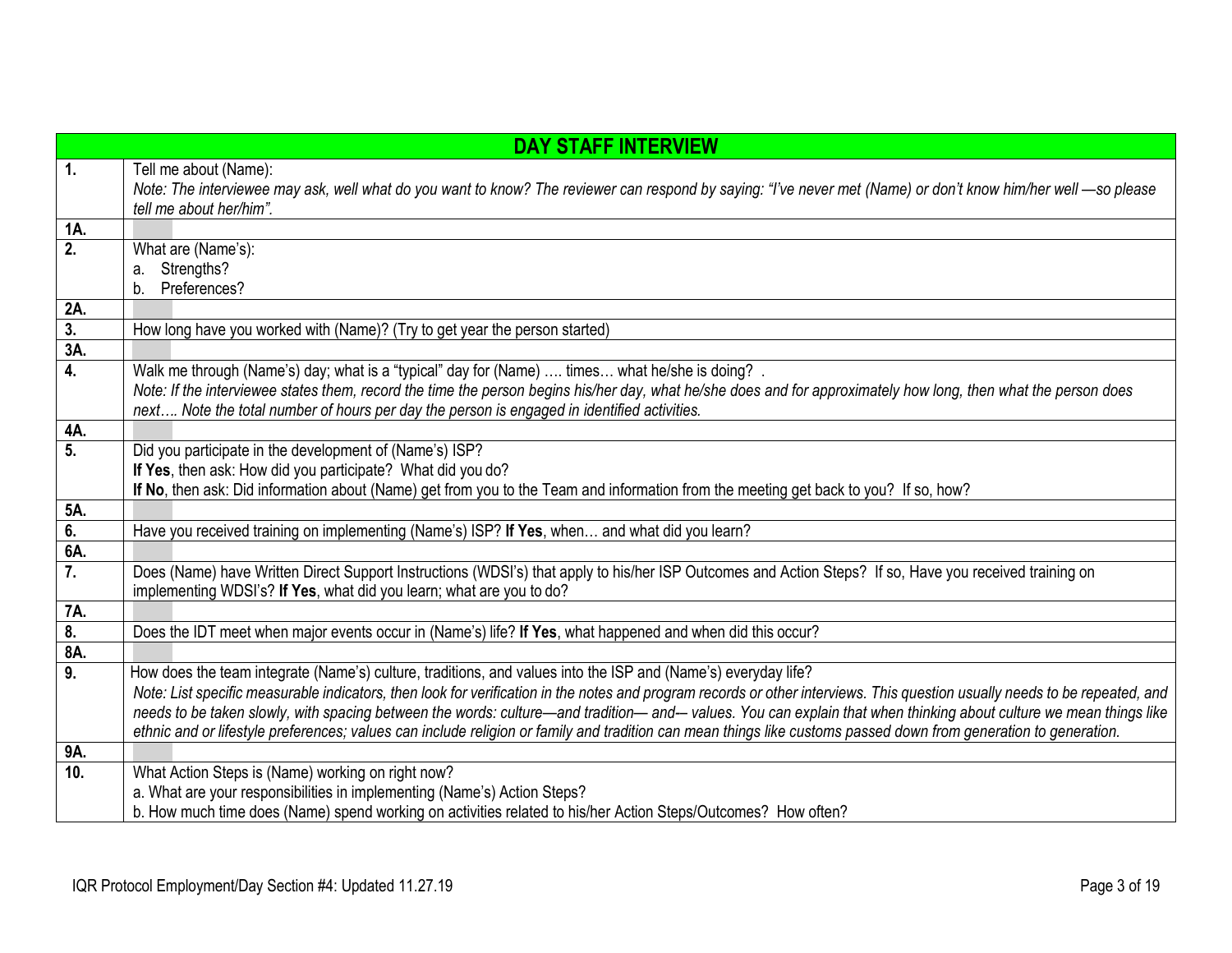| DAY STAFF INTERVIEW | |
|---|---|
| **1.** | Tell me about (Name):<br>*Note: The interviewee may ask, well what do you want to know? The reviewer can respond by saying: "I've never met (Name) or don't know him/her well —so please tell me about her/him".* |
| **1A.** | |
| **2.** | What are (Name's):<br>a. Strengths?<br>b. Preferences? |
| **2A.** | |
| **3.** | How long have you worked with (Name)? (Try to get year the person started) |
| **3A.** | |
| **4.** | Walk me through (Name's) day; what is a "typical" day for (Name) …. times… what he/she is doing? .<br>*Note: If the interviewee states them, record the time the person begins his/her day, what he/she does and for approximately how long, then what the person does next…. Note the total number of hours per day the person is engaged in identified activities.* |
| **4A.** | |
| **5.** | Did you participate in the development of (Name's) ISP?<br>**If Yes**, then ask: How did you participate? What did you do?<br>**If No**, then ask: Did information about (Name) get from you to the Team and information from the meeting get back to you? If so, how? |
| **5A.** | |
| **6.** | Have you received training on implementing (Name's) ISP? **If Yes**, when… and what did you learn? |
| **6A.** | |
| **7.** | Does (Name) have Written Direct Support Instructions (WDSI's) that apply to his/her ISP Outcomes and Action Steps? If so, Have you received training on implementing WDSI's? **If Yes**, what did you learn; what are you to do? |
| **7A.** | |
| **8.** | Does the IDT meet when major events occur in (Name's) life? **If Yes**, what happened and when did this occur? |
| **8A.** | |
| **9.** | How does the team integrate (Name's) culture, traditions, and values into the ISP and (Name's) everyday life?<br>*Note: List specific measurable indicators, then look for verification in the notes and program records or other interviews. This question usually needs to be repeated, and needs to be taken slowly, with spacing between the words: culture—and tradition— and-– values. You can explain that when thinking about culture we mean things like ethnic and or lifestyle preferences; values can include religion or family and tradition can mean things like customs passed down from generation to generation.* |
| **9A.** | |
| **10.** | What Action Steps is (Name) working on right now?<br>a. What are your responsibilities in implementing (Name's) Action Steps?<br>b. How much time does (Name) spend working on activities related to his/her Action Steps/Outcomes? How often? |

IQR Protocol Employment/Day Section #4: Updated 11.27.19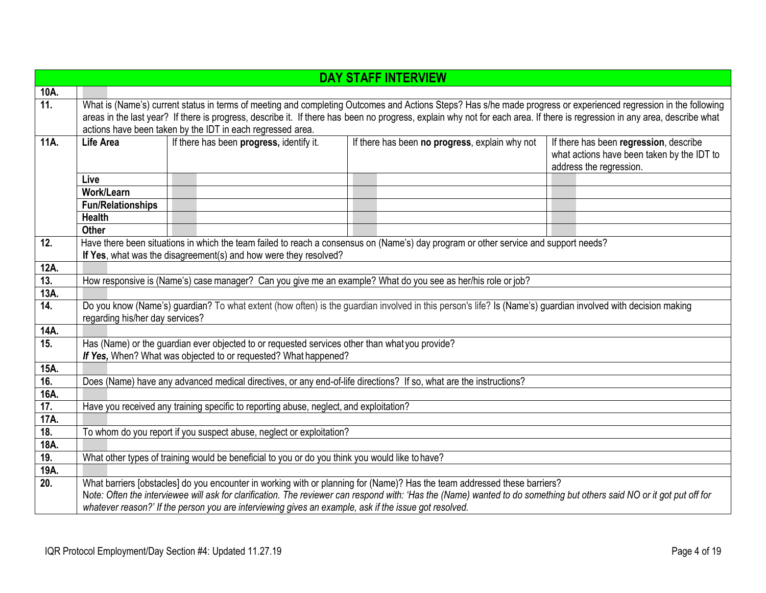| DAY STAFF INTERVIEW | | | | |
|---|---|---|---|---|
| **10A.** | | | | |
| **11.** | What is (Name's) current status in terms of meeting and completing Outcomes and Actions Steps? Has s/he made progress or experienced regression in the following areas in the last year? If there is progress, describe it. If there has been no progress, explain why not for each area. If there is regression in any area, describe what actions have been taken by the IDT in each regressed area. | | | |
| **11A.** | **Life Area** | If there has been **progress,** identify it. | If there has been **no progress**, explain why not | If there has been **regression**, describe what actions have been taken by the IDT to address the regression. |
| | **Live** | | | |
| | **Work/Learn** | | | |
| | **Fun/Relationships** | | | |
| | **Health** | | | |
| | **Other** | | | |
| **12.** | Have there been situations in which the team failed to reach a consensus on (Name's) day program or other service and support needs? **If Yes**, what was the disagreement(s) and how were they resolved? | | | |
| **12A.** | | | | |
| **13.** | How responsive is (Name's) case manager? Can you give me an example? What do you see as her/his role or job? | | | |
| **13A.** | | | | |
| **14.** | Do you know (Name's) guardian? To what extent (how often) is the guardian involved in this person's life? Is (Name's) guardian involved with decision making regarding his/her day services? | | | |
| **14A.** | | | | |
| **15.** | Has (Name) or the guardian ever objected to or requested services other than what you provide? ***If Yes,*** When? What was objected to or requested? What happened? | | | |
| **15A.** | | | | |
| **16.** | Does (Name) have any advanced medical directives, or any end-of-life directions? If so, what are the instructions? | | | |
| **16A.** | | | | |
| **17.** | Have you received any training specific to reporting abuse, neglect, and exploitation? | | | |
| **17A.** | | | | |
| **18.** | To whom do you report if you suspect abuse, neglect or exploitation? | | | |
| **18A.** | | | | |
| **19.** | What other types of training would be beneficial to you or do you think you would like to have? | | | |
| **19A.** | | | | |
| **20.** | What barriers [obstacles] do you encounter in working with or planning for (Name)? Has the team addressed these barriers? *Note: Often the interviewee will ask for clarification. The reviewer can respond with: 'Has the (Name) wanted to do something but others said NO or it got put off for whatever reason?' If the person you are interviewing gives an example, ask if the issue got resolved.* | | | |

IQR Protocol Employment/Day Section #4: Updated 11.27.19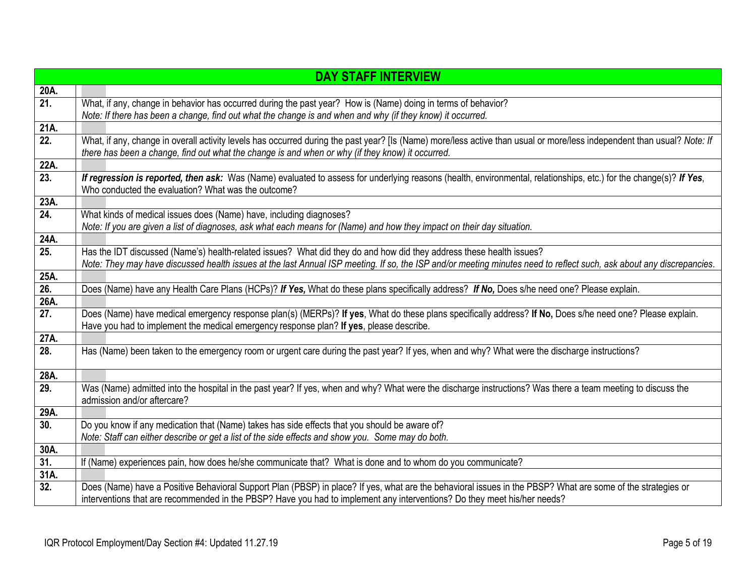| DAY STAFF INTERVIEW | |
|---|---|
| 20A. | |
| 21. | What, if any, change in behavior has occurred during the past year? How is (Name) doing in terms of behavior?<br>*Note: If there has been a change, find out what the change is and when and why (if they know) it occurred.* |
| 21A. | |
| 22. | What, if any, change in overall activity levels has occurred during the past year? [Is (Name) more/less active than usual or more/less independent than usual? *Note: If there has been a change, find out what the change is and when or why (if they know) it occurred.* |
| 22A. | |
| 23. | ***If regression is reported, then ask:*** Was (Name) evaluated to assess for underlying reasons (health, environmental, relationships, etc.) for the change(s)? ***If Yes***, Who conducted the evaluation? What was the outcome? |
| 23A. | |
| 24. | What kinds of medical issues does (Name) have, including diagnoses?<br>*Note: If you are given a list of diagnoses, ask what each means for (Name) and how they impact on their day situation.* |
| 24A. | |
| 25. | Has the IDT discussed (Name's) health-related issues? What did they do and how did they address these health issues?<br>*Note: They may have discussed health issues at the last Annual ISP meeting. If so, the ISP and/or meeting minutes need to reflect such, ask about any discrepancies.* |
| 25A. | |
| 26. | Does (Name) have any Health Care Plans (HCPs)? ***If Yes,*** What do these plans specifically address? ***If No,*** Does s/he need one? Please explain. |
| 26A. | |
| 27. | Does (Name) have medical emergency response plan(s) (MERPs)? **If yes**, What do these plans specifically address? **If No,** Does s/he need one? Please explain. Have you had to implement the medical emergency response plan? **If yes**, please describe. |
| 27A. | |
| 28. | Has (Name) been taken to the emergency room or urgent care during the past year? If yes, when and why? What were the discharge instructions? |
| 28A. | |
| 29. | Was (Name) admitted into the hospital in the past year? If yes, when and why? What were the discharge instructions? Was there a team meeting to discuss the admission and/or aftercare? |
| 29A. | |
| 30. | Do you know if any medication that (Name) takes has side effects that you should be aware of?<br>*Note: Staff can either describe or get a list of the side effects and show you. Some may do both.* |
| 30A. | |
| 31. | If (Name) experiences pain, how does he/she communicate that? What is done and to whom do you communicate? |
| 31A. | |
| 32. | Does (Name) have a Positive Behavioral Support Plan (PBSP) in place? If yes, what are the behavioral issues in the PBSP? What are some of the strategies or interventions that are recommended in the PBSP? Have you had to implement any interventions? Do they meet his/her needs? |

IQR Protocol Employment/Day Section #4: Updated 11.27.19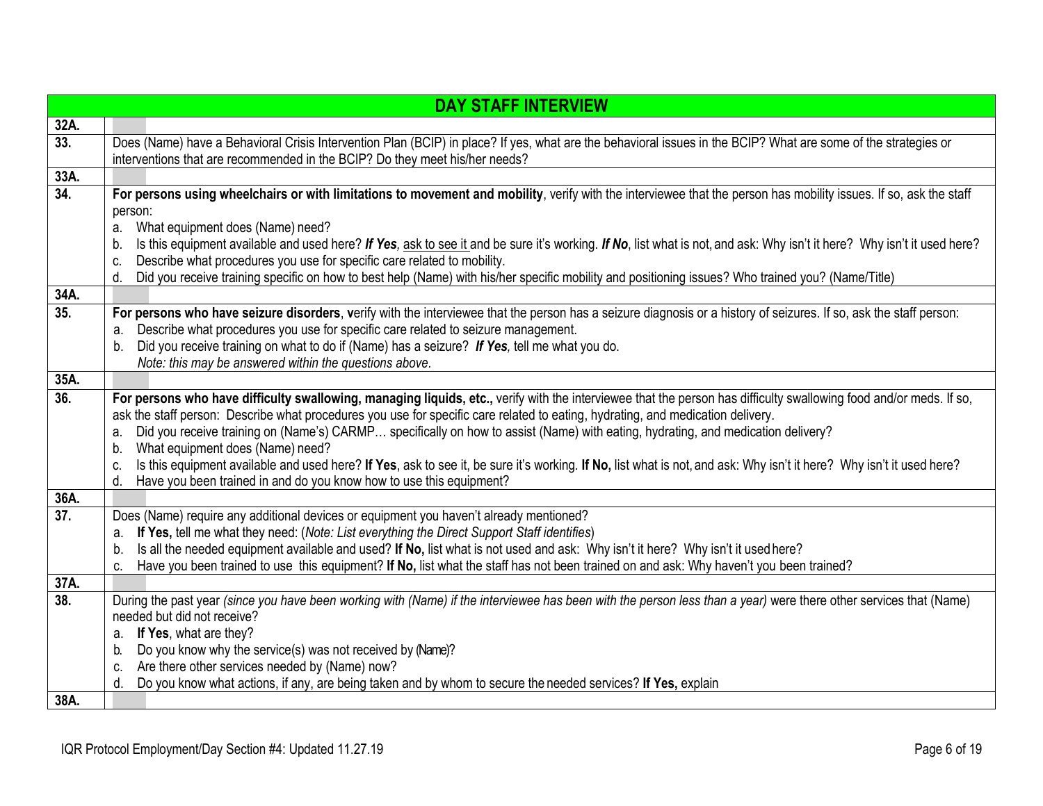| DAY STAFF INTERVIEW | |
|---|---|
| **32A.** | |
| **33.** | Does (Name) have a Behavioral Crisis Intervention Plan (BCIP) in place? If yes, what are the behavioral issues in the BCIP? What are some of the strategies or interventions that are recommended in the BCIP? Do they meet his/her needs? |
| **33A.** | |
| **34.** | **For persons using wheelchairs or with limitations to movement and mobility**, verify with the interviewee that the person has mobility issues. If so, ask the staff person:<br>a. What equipment does (Name) need?<br>b. Is this equipment available and used here? ***If Yes****,* ask to see it and be sure it's working. ***If No***, list what is not, and ask: Why isn't it here? Why isn't it used here?<br>c. Describe what procedures you use for specific care related to mobility.<br>d. Did you receive training specific on how to best help (Name) with his/her specific mobility and positioning issues? Who trained you? (Name/Title) |
| **34A.** | |
| **35.** | **For persons who have seizure disorders**, verify with the interviewee that the person has a seizure diagnosis or a history of seizures. If so, ask the staff person:<br>a. Describe what procedures you use for specific care related to seizure management.<br>b. Did you receive training on what to do if (Name) has a seizure? ***If Yes****,* tell me what you do.<br>*Note: this may be answered within the questions above.* |
| **35A.** | |
| **36.** | **For persons who have difficulty swallowing, managing liquids, etc.,** verify with the interviewee that the person has difficulty swallowing food and/or meds. If so, ask the staff person: Describe what procedures you use for specific care related to eating, hydrating, and medication delivery.<br>a. Did you receive training on (Name's) CARMP… specifically on how to assist (Name) with eating, hydrating, and medication delivery?<br>b. What equipment does (Name) need?<br>c. Is this equipment available and used here? **If Yes**, ask to see it, be sure it's working. **If No,** list what is not, and ask: Why isn't it here? Why isn't it used here?<br>d. Have you been trained in and do you know how to use this equipment? |
| **36A.** | |
| **37.** | Does (Name) require any additional devices or equipment you haven't already mentioned?<br>a. **If Yes,** tell me what they need: (*Note: List everything the Direct Support Staff identifies*)<br>b. Is all the needed equipment available and used? **If No,** list what is not used and ask: Why isn't it here? Why isn't it used here?<br>c. Have you been trained to use this equipment? **If No,** list what the staff has not been trained on and ask: Why haven't you been trained? |
| **37A.** | |
| **38.** | During the past year *(since you have been working with (Name) if the interviewee has been with the person less than a year)* were there other services that (Name) needed but did not receive?<br>a. **If Yes**, what are they?<br>b. Do you know why the service(s) was not received by (Name)?<br>c. Are there other services needed by (Name) now?<br>d. Do you know what actions, if any, are being taken and by whom to secure the needed services? **If Yes,** explain |
| **38A.** | |

IQR Protocol Employment/Day Section #4: Updated 11.27.19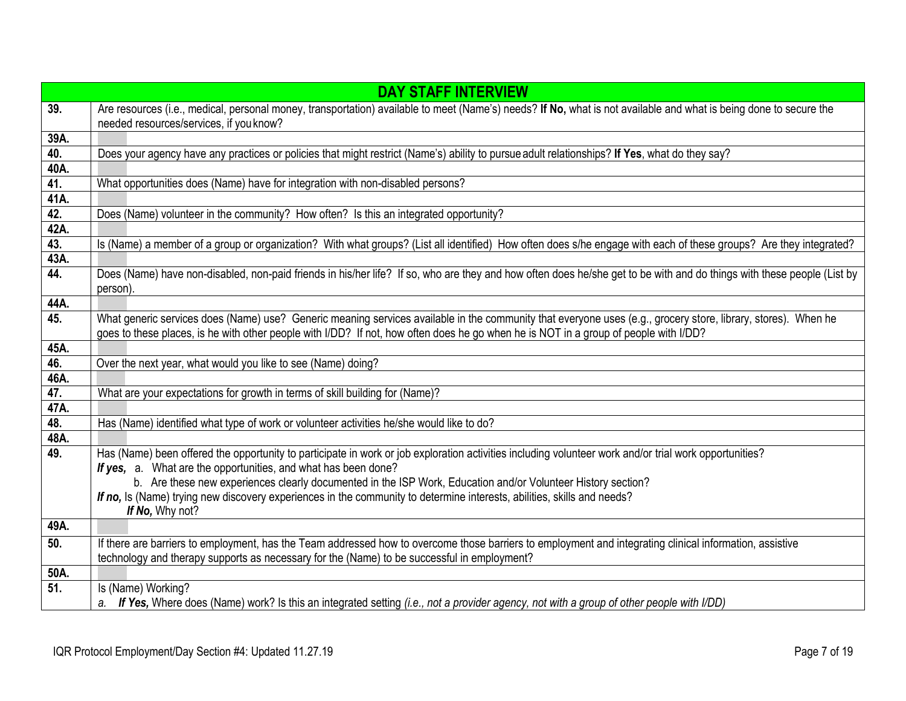| DAY STAFF INTERVIEW | |
|---|---|
| **39.** | Are resources (i.e., medical, personal money, transportation) available to meet (Name's) needs? **If No,** what is not available and what is being done to secure the needed resources/services, if you know? |
| **39A.** | |
| **40.** | Does your agency have any practices or policies that might restrict (Name's) ability to pursue adult relationships? **If Yes**, what do they say? |
| **40A.** | |
| **41.** | What opportunities does (Name) have for integration with non-disabled persons? |
| **41A.** | |
| **42.** | Does (Name) volunteer in the community? How often? Is this an integrated opportunity? |
| **42A.** | |
| **43.** | Is (Name) a member of a group or organization? With what groups? (List all identified) How often does s/he engage with each of these groups? Are they integrated? |
| **43A.** | |
| **44.** | Does (Name) have non-disabled, non-paid friends in his/her life? If so, who are they and how often does he/she get to be with and do things with these people (List by person). |
| **44A.** | |
| **45.** | What generic services does (Name) use? Generic meaning services available in the community that everyone uses (e.g., grocery store, library, stores). When he goes to these places, is he with other people with I/DD? If not, how often does he go when he is NOT in a group of people with I/DD? |
| **45A.** | |
| **46.** | Over the next year, what would you like to see (Name) doing? |
| **46A.** | |
| **47.** | What are your expectations for growth in terms of skill building for (Name)? |
| **47A.** | |
| **48.** | Has (Name) identified what type of work or volunteer activities he/she would like to do? |
| **48A.** | |
| **49.** | Has (Name) been offered the opportunity to participate in work or job exploration activities including volunteer work and/or trial work opportunities?<br>***If yes,*** a. What are the opportunities, and what has been done?<br>b. Are these new experiences clearly documented in the ISP Work, Education and/or Volunteer History section?<br>***If no,*** Is (Name) trying new discovery experiences in the community to determine interests, abilities, skills and needs?<br>***If No,*** Why not? |
| **49A.** | |
| **50.** | If there are barriers to employment, has the Team addressed how to overcome those barriers to employment and integrating clinical information, assistive technology and therapy supports as necessary for the (Name) to be successful in employment? |
| **50A.** | |
| **51.** | Is (Name) Working?<br>*a.* ***If Yes,*** Where does (Name) work? Is this an integrated setting *(i.e., not a provider agency, not with a group of other people with I/DD)* |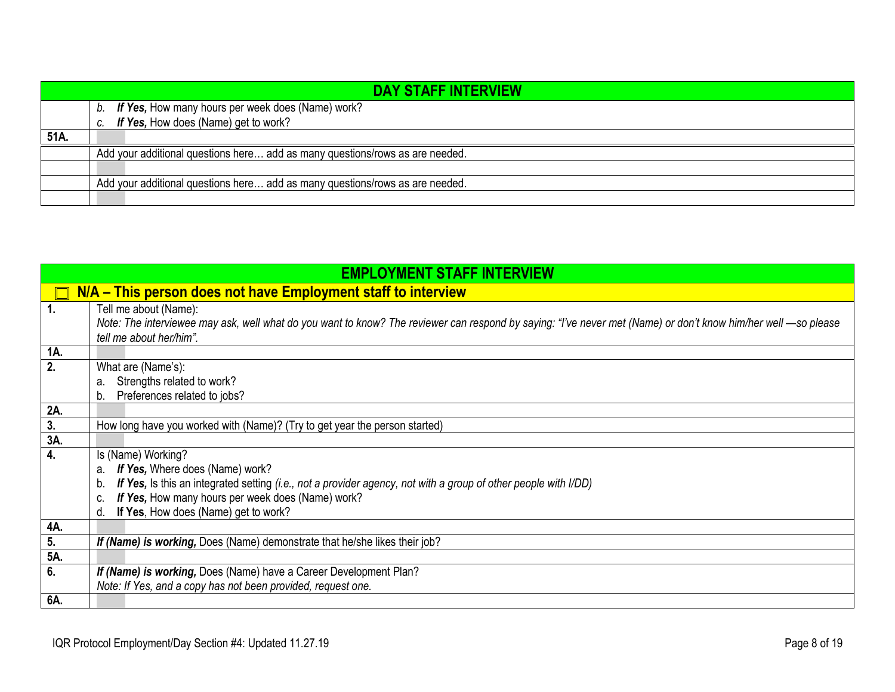| DAY STAFF INTERVIEW | |
|---|---|
| | b. ***If Yes,*** How many hours per week does (Name) work?<br>c. ***If Yes,*** How does (Name) get to work? |
| **51A.** | |
| | Add your additional questions here… add as many questions/rows as are needed. |
| | |
| | Add your additional questions here… add as many questions/rows as are needed. |
| | |

| EMPLOYMENT STAFF INTERVIEW | |
|---|---|
| ☐ **N/A – This person does not have Employment staff to interview** | |
| **1.** | Tell me about (Name):<br>*Note: The interviewee may ask, well what do you want to know? The reviewer can respond by saying: "I've never met (Name) or don't know him/her well —so please tell me about her/him".* |
| **1A.** | |
| **2.** | What are (Name's):<br>a. Strengths related to work?<br>b. Preferences related to jobs? |
| **2A.** | |
| **3.** | How long have you worked with (Name)? (Try to get year the person started) |
| **3A.** | |
| **4.** | Is (Name) Working?<br>a. ***If Yes,*** Where does (Name) work?<br>b. ***If Yes,*** Is this an integrated setting *(i.e., not a provider agency, not with a group of other people with I/DD)*<br>c. ***If Yes,*** How many hours per week does (Name) work?<br>d. **If Yes**, How does (Name) get to work? |
| **4A.** | |
| **5.** | ***If (Name) is working,*** Does (Name) demonstrate that he/she likes their job? |
| **5A.** | |
| **6.** | ***If (Name) is working,*** Does (Name) have a Career Development Plan?<br>*Note: If Yes, and a copy has not been provided, request one.* |
| **6A.** | |

IQR Protocol Employment/Day Section #4: Updated 11.27.19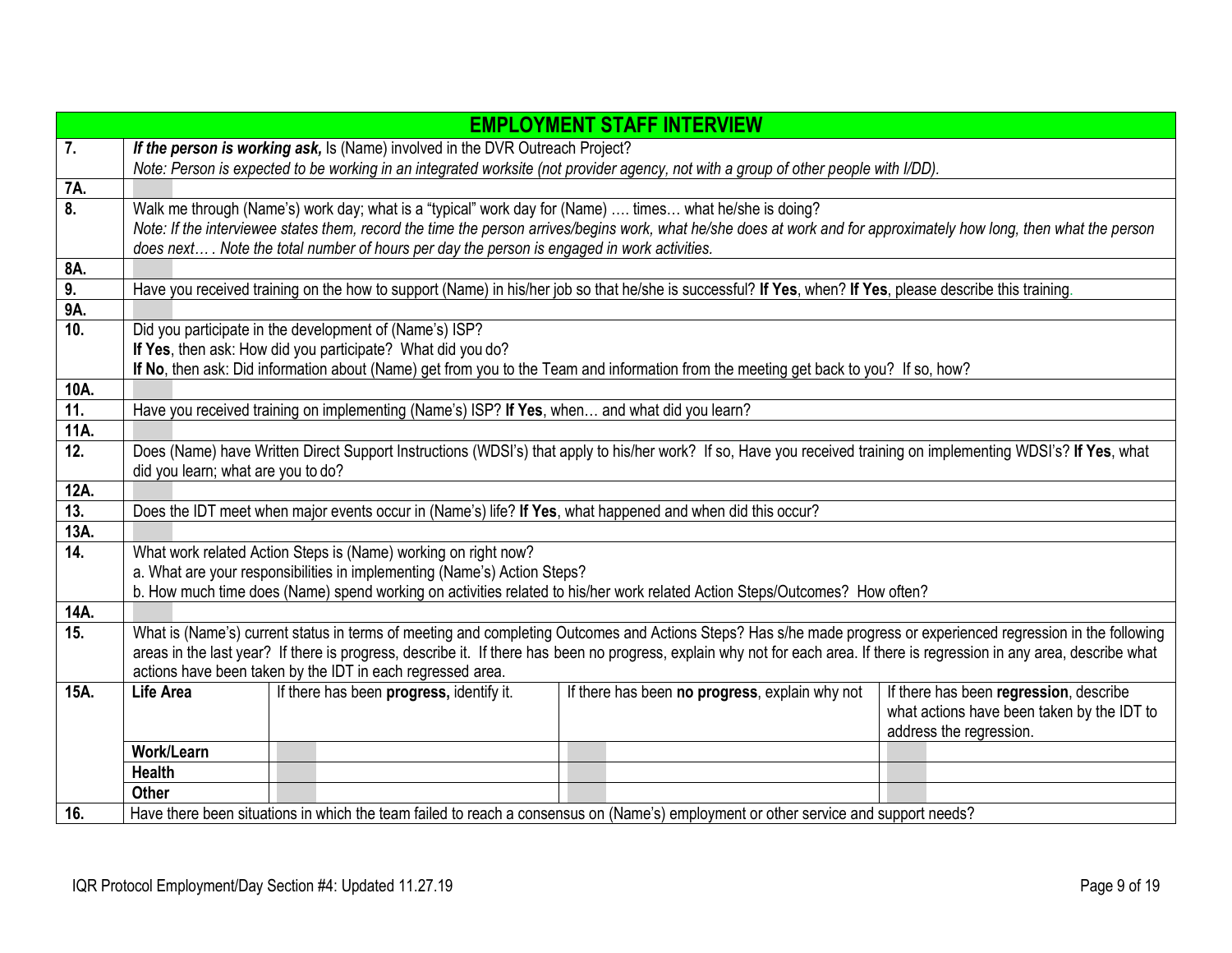| EMPLOYMENT STAFF INTERVIEW | | | | |
|---|---|---|---|---|
| **7.** | ***If the person is working ask,*** Is (Name) involved in the DVR Outreach Project?<br>*Note: Person is expected to be working in an integrated worksite (not provider agency, not with a group of other people with I/DD).* | | | |
| **7A.** | | | | |
| **8.** | Walk me through (Name's) work day; what is a "typical" work day for (Name) …. times… what he/she is doing?<br>*Note: If the interviewee states them, record the time the person arrives/begins work, what he/she does at work and for approximately how long, then what the person does next… . Note the total number of hours per day the person is engaged in work activities.* | | | |
| **8A.** | | | | |
| **9.** | Have you received training on the how to support (Name) in his/her job so that he/she is successful? **If Yes**, when? **If Yes**, please describe this training. | | | |
| **9A.** | | | | |
| **10.** | Did you participate in the development of (Name's) ISP?<br>**If Yes**, then ask: How did you participate? What did you do?<br>**If No**, then ask: Did information about (Name) get from you to the Team and information from the meeting get back to you? If so, how? | | | |
| **10A.** | | | | |
| **11.** | Have you received training on implementing (Name's) ISP? **If Yes**, when… and what did you learn? | | | |
| **11A.** | | | | |
| **12.** | Does (Name) have Written Direct Support Instructions (WDSI's) that apply to his/her work? If so, Have you received training on implementing WDSI's? **If Yes**, what did you learn; what are you to do? | | | |
| **12A.** | | | | |
| **13.** | Does the IDT meet when major events occur in (Name's) life? **If Yes**, what happened and when did this occur? | | | |
| **13A.** | | | | |
| **14.** | What work related Action Steps is (Name) working on right now?<br>a. What are your responsibilities in implementing (Name's) Action Steps?<br>b. How much time does (Name) spend working on activities related to his/her work related Action Steps/Outcomes? How often? | | | |
| **14A.** | | | | |
| **15.** | What is (Name's) current status in terms of meeting and completing Outcomes and Actions Steps? Has s/he made progress or experienced regression in the following areas in the last year? If there is progress, describe it. If there has been no progress, explain why not for each area. If there is regression in any area, describe what actions have been taken by the IDT in each regressed area. | | | |
| **15A.** | **Life Area** | If there has been **progress,** identify it. | If there has been **no progress**, explain why not | If there has been **regression**, describe what actions have been taken by the IDT to address the regression. |
| | **Work/Learn** | | | |
| | **Health** | | | |
| | **Other** | | | |
| **16.** | Have there been situations in which the team failed to reach a consensus on (Name's) employment or other service and support needs? | | | |

IQR Protocol Employment/Day Section #4: Updated 11.27.19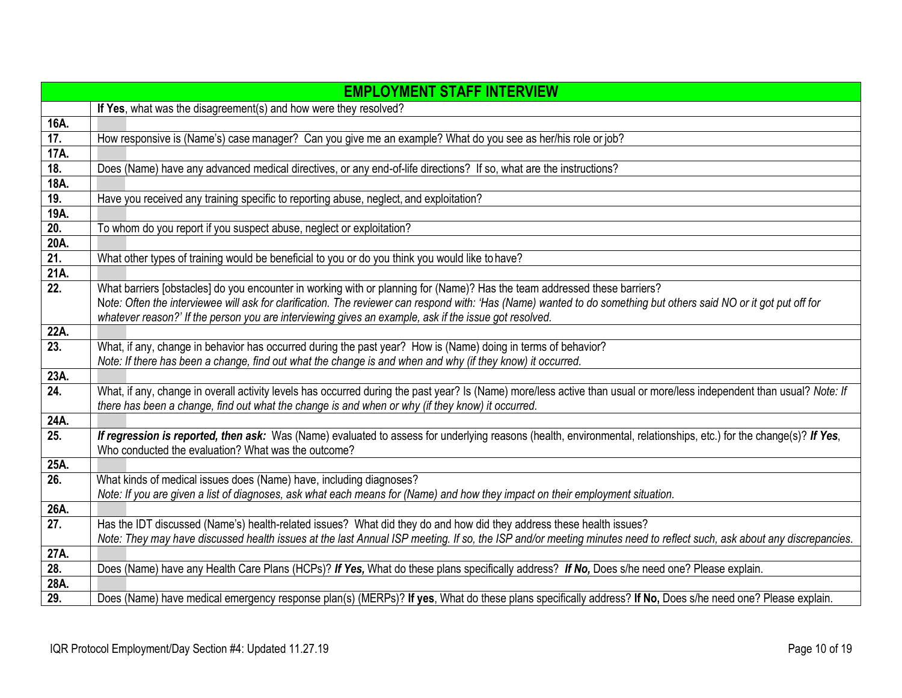| EMPLOYMENT STAFF INTERVIEW | |
|---|---|
| | **If Yes**, what was the disagreement(s) and how were they resolved? |
| **16A.** | |
| **17.** | How responsive is (Name's) case manager? Can you give me an example? What do you see as her/his role or job? |
| **17A.** | |
| **18.** | Does (Name) have any advanced medical directives, or any end-of-life directions? If so, what are the instructions? |
| **18A.** | |
| **19.** | Have you received any training specific to reporting abuse, neglect, and exploitation? |
| **19A.** | |
| **20.** | To whom do you report if you suspect abuse, neglect or exploitation? |
| **20A.** | |
| **21.** | What other types of training would be beneficial to you or do you think you would like to have? |
| **21A.** | |
| **22.** | What barriers [obstacles] do you encounter in working with or planning for (Name)? Has the team addressed these barriers? *Note: Often the interviewee will ask for clarification. The reviewer can respond with: 'Has (Name) wanted to do something but others said NO or it got put off for whatever reason?' If the person you are interviewing gives an example, ask if the issue got resolved.* |
| **22A.** | |
| **23.** | What, if any, change in behavior has occurred during the past year? How is (Name) doing in terms of behavior? *Note: If there has been a change, find out what the change is and when and why (if they know) it occurred.* |
| **23A.** | |
| **24.** | What, if any, change in overall activity levels has occurred during the past year? Is (Name) more/less active than usual or more/less independent than usual? *Note: If there has been a change, find out what the change is and when or why (if they know) it occurred.* |
| **24A.** | |
| **25.** | ***If regression is reported, then ask:*** Was (Name) evaluated to assess for underlying reasons (health, environmental, relationships, etc.) for the change(s)? ***If Yes***, Who conducted the evaluation? What was the outcome? |
| **25A.** | |
| **26.** | What kinds of medical issues does (Name) have, including diagnoses? *Note: If you are given a list of diagnoses, ask what each means for (Name) and how they impact on their employment situation.* |
| **26A.** | |
| **27.** | Has the IDT discussed (Name's) health-related issues? What did they do and how did they address these health issues? *Note: They may have discussed health issues at the last Annual ISP meeting. If so, the ISP and/or meeting minutes need to reflect such, ask about any discrepancies.* |
| **27A.** | |
| **28.** | Does (Name) have any Health Care Plans (HCPs)? ***If Yes,*** What do these plans specifically address? ***If No,*** Does s/he need one? Please explain. |
| **28A.** | |
| **29.** | Does (Name) have medical emergency response plan(s) (MERPs)? **If yes**, What do these plans specifically address? **If No,** Does s/he need one? Please explain. |

IQR Protocol Employment/Day Section #4: Updated 11.27.19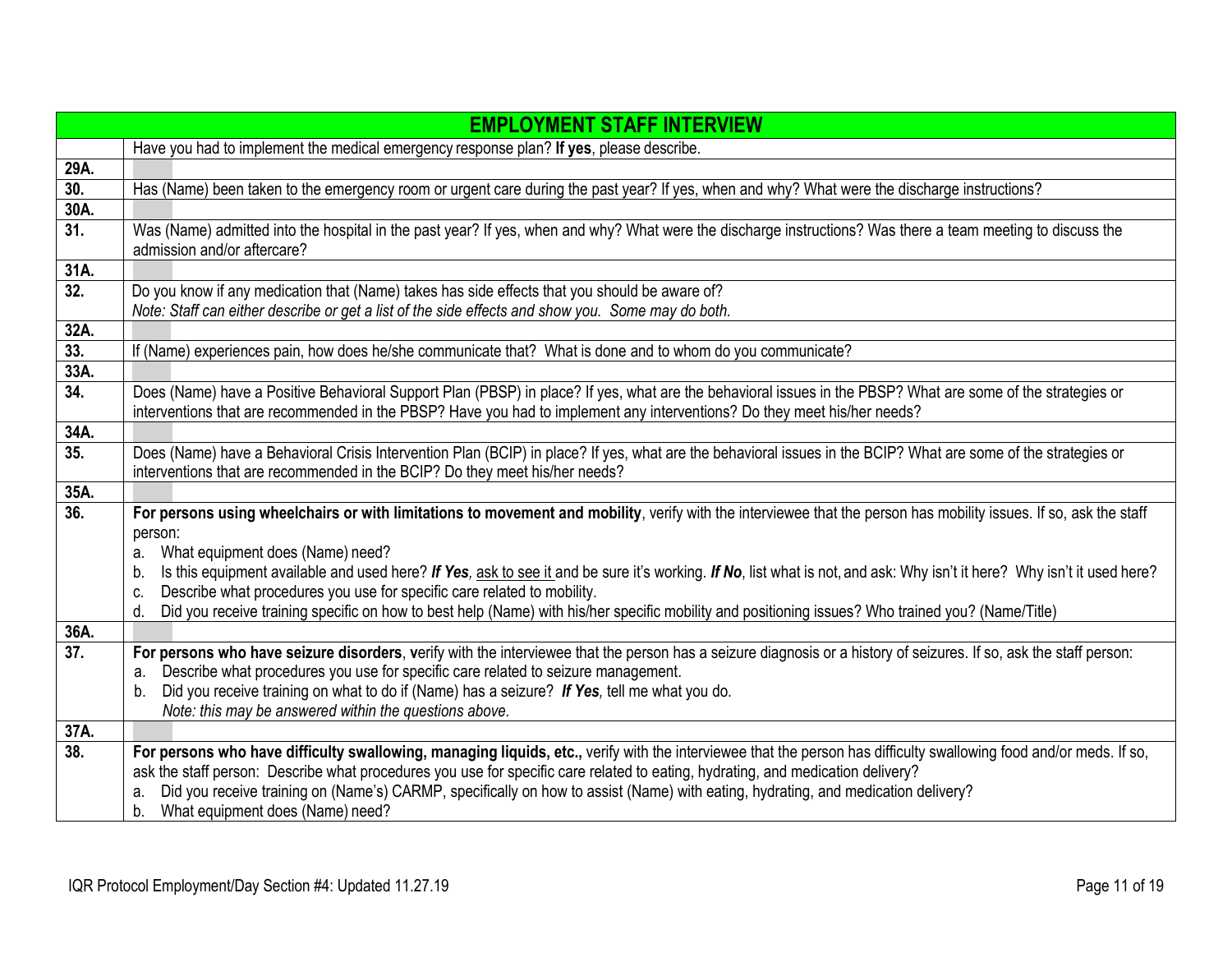| EMPLOYMENT STAFF INTERVIEW | |
|---|---|
| | Have you had to implement the medical emergency response plan? **If yes**, please describe. |
| **29A.** | |
| **30.** | Has (Name) been taken to the emergency room or urgent care during the past year? If yes, when and why? What were the discharge instructions? |
| **30A.** | |
| **31.** | Was (Name) admitted into the hospital in the past year? If yes, when and why? What were the discharge instructions? Was there a team meeting to discuss the admission and/or aftercare? |
| **31A.** | |
| **32.** | Do you know if any medication that (Name) takes has side effects that you should be aware of? *Note: Staff can either describe or get a list of the side effects and show you. Some may do both.* |
| **32A.** | |
| **33.** | If (Name) experiences pain, how does he/she communicate that? What is done and to whom do you communicate? |
| **33A.** | |
| **34.** | Does (Name) have a Positive Behavioral Support Plan (PBSP) in place? If yes, what are the behavioral issues in the PBSP? What are some of the strategies or interventions that are recommended in the PBSP? Have you had to implement any interventions? Do they meet his/her needs? |
| **34A.** | |
| **35.** | Does (Name) have a Behavioral Crisis Intervention Plan (BCIP) in place? If yes, what are the behavioral issues in the BCIP? What are some of the strategies or interventions that are recommended in the BCIP? Do they meet his/her needs? |
| **35A.** | |
| **36.** | **For persons using wheelchairs or with limitations to movement and mobility**, verify with the interviewee that the person has mobility issues. If so, ask the staff person:<br>a. What equipment does (Name) need?<br>b. Is this equipment available and used here? ***If Yes**,* ask to see it and be sure it's working. ***If No***, list what is not, and ask: Why isn't it here? Why isn't it used here?<br>c. Describe what procedures you use for specific care related to mobility.<br>d. Did you receive training specific on how to best help (Name) with his/her specific mobility and positioning issues? Who trained you? (Name/Title) |
| **36A.** | |
| **37.** | **For persons who have seizure disorders**, verify with the interviewee that the person has a seizure diagnosis or a history of seizures. If so, ask the staff person:<br>a. Describe what procedures you use for specific care related to seizure management.<br>b. Did you receive training on what to do if (Name) has a seizure? ***If Yes**,* tell me what you do.<br>*Note: this may be answered within the questions above.* |
| **37A.** | |
| **38.** | **For persons who have difficulty swallowing, managing liquids, etc.,** verify with the interviewee that the person has difficulty swallowing food and/or meds. If so, ask the staff person: Describe what procedures you use for specific care related to eating, hydrating, and medication delivery?<br>a. Did you receive training on (Name's) CARMP, specifically on how to assist (Name) with eating, hydrating, and medication delivery?<br>b. What equipment does (Name) need? |

IQR Protocol Employment/Day Section #4: Updated 11.27.19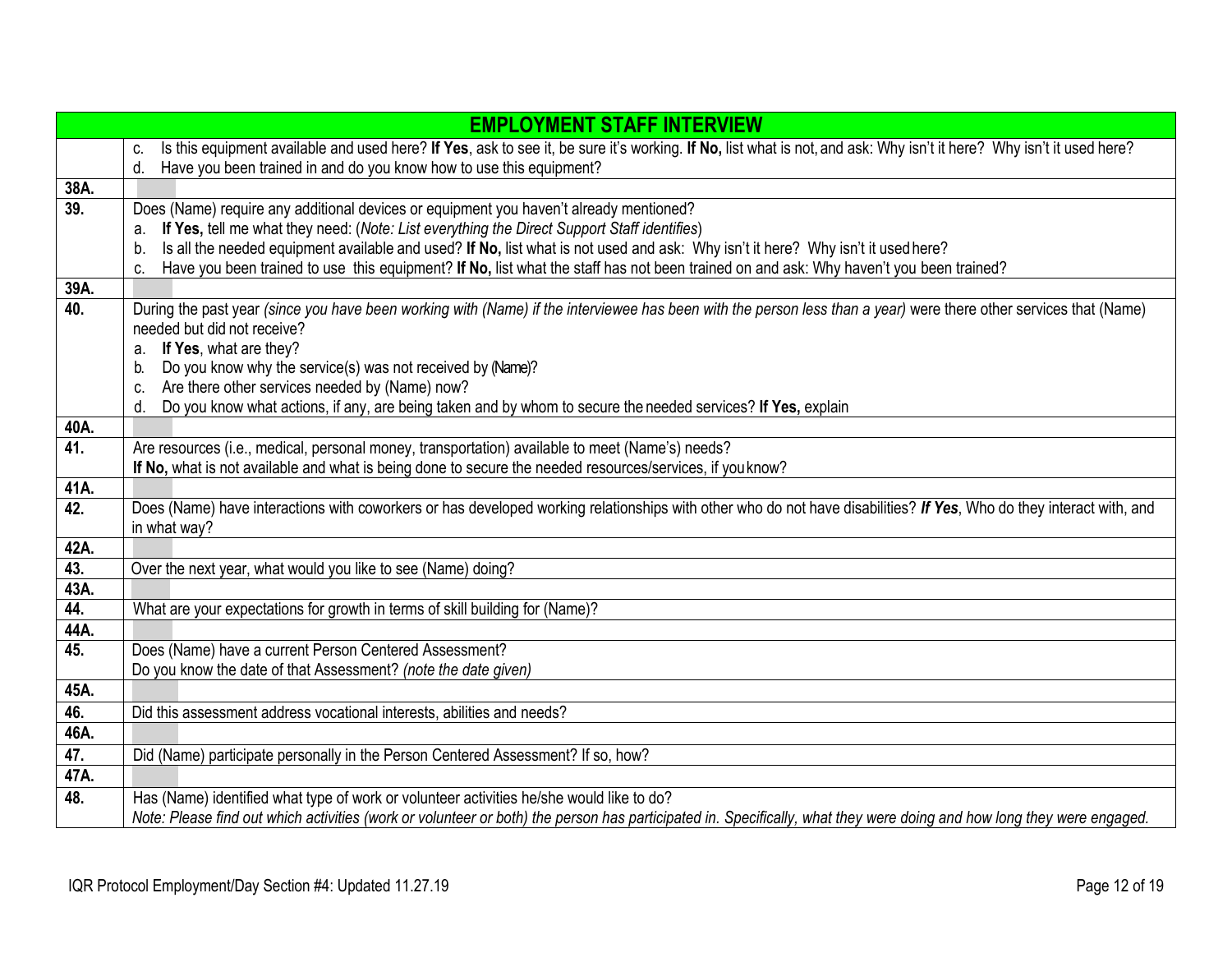| EMPLOYMENT STAFF INTERVIEW | |
|---|---|
| | c. Is this equipment available and used here? **If Yes**, ask to see it, be sure it's working. **If No,** list what is not, and ask: Why isn't it here? Why isn't it used here?<br>d. Have you been trained in and do you know how to use this equipment? |
| **38A.** | |
| **39.** | Does (Name) require any additional devices or equipment you haven't already mentioned?<br>a. **If Yes,** tell me what they need: (*Note: List everything the Direct Support Staff identifies*)<br>b. Is all the needed equipment available and used? **If No,** list what is not used and ask: Why isn't it here? Why isn't it used here?<br>c. Have you been trained to use this equipment? **If No,** list what the staff has not been trained on and ask: Why haven't you been trained? |
| **39A.** | |
| **40.** | During the past year *(since you have been working with (Name) if the interviewee has been with the person less than a year)* were there other services that (Name) needed but did not receive?<br>a. **If Yes**, what are they?<br>b. Do you know why the service(s) was not received by (Name)?<br>c. Are there other services needed by (Name) now?<br>d. Do you know what actions, if any, are being taken and by whom to secure the needed services? **If Yes,** explain |
| **40A.** | |
| **41.** | Are resources (i.e., medical, personal money, transportation) available to meet (Name's) needs?<br>**If No,** what is not available and what is being done to secure the needed resources/services, if you know? |
| **41A.** | |
| **42.** | Does (Name) have interactions with coworkers or has developed working relationships with other who do not have disabilities? ***If Yes***, Who do they interact with, and in what way? |
| **42A.** | |
| **43.** | Over the next year, what would you like to see (Name) doing? |
| **43A.** | |
| **44.** | What are your expectations for growth in terms of skill building for (Name)? |
| **44A.** | |
| **45.** | Does (Name) have a current Person Centered Assessment?<br>Do you know the date of that Assessment? *(note the date given)* |
| **45A.** | |
| **46.** | Did this assessment address vocational interests, abilities and needs? |
| **46A.** | |
| **47.** | Did (Name) participate personally in the Person Centered Assessment? If so, how? |
| **47A.** | |
| **48.** | Has (Name) identified what type of work or volunteer activities he/she would like to do?<br>*Note: Please find out which activities (work or volunteer or both) the person has participated in. Specifically, what they were doing and how long they were engaged.* |

IQR Protocol Employment/Day Section #4: Updated 11.27.19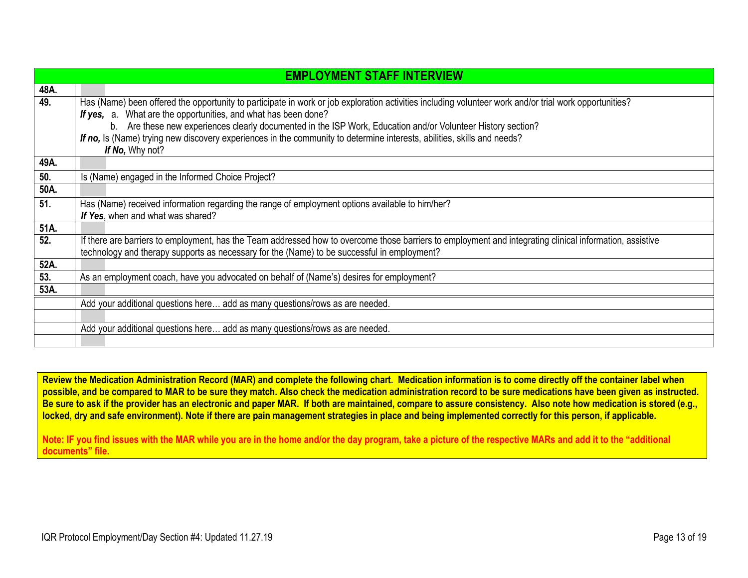| EMPLOYMENT STAFF INTERVIEW | |
|---|---|
| **48A.** | |
| **49.** | Has (Name) been offered the opportunity to participate in work or job exploration activities including volunteer work and/or trial work opportunities?<br>***If yes,*** a. What are the opportunities, and what has been done?<br>b. Are these new experiences clearly documented in the ISP Work, Education and/or Volunteer History section?<br>***If no,*** Is (Name) trying new discovery experiences in the community to determine interests, abilities, skills and needs?<br>***If No,*** Why not? |
| **49A.** | |
| **50.** | Is (Name) engaged in the Informed Choice Project? |
| **50A.** | |
| **51.** | Has (Name) received information regarding the range of employment options available to him/her?<br>***If Yes***, when and what was shared? |
| **51A.** | |
| **52.** | If there are barriers to employment, has the Team addressed how to overcome those barriers to employment and integrating clinical information, assistive technology and therapy supports as necessary for the (Name) to be successful in employment? |
| **52A.** | |
| **53.** | As an employment coach, have you advocated on behalf of (Name's) desires for employment? |
| **53A.** | |
| | Add your additional questions here… add as many questions/rows as are needed. |
| | |
| | Add your additional questions here… add as many questions/rows as are needed. |
| | |

**Review the Medication Administration Record (MAR) and complete the following chart. Medication information is to come directly off the container label when possible, and be compared to MAR to be sure they match. Also check the medication administration record to be sure medications have been given as instructed. Be sure to ask if the provider has an electronic and paper MAR. If both are maintained, compare to assure consistency. Also note how medication is stored (e.g., locked, dry and safe environment). Note if there are pain management strategies in place and being implemented correctly for this person, if applicable.**

**Note: IF you find issues with the MAR while you are in the home and/or the day program, take a picture of the respective MARs and add it to the "additional documents" file.**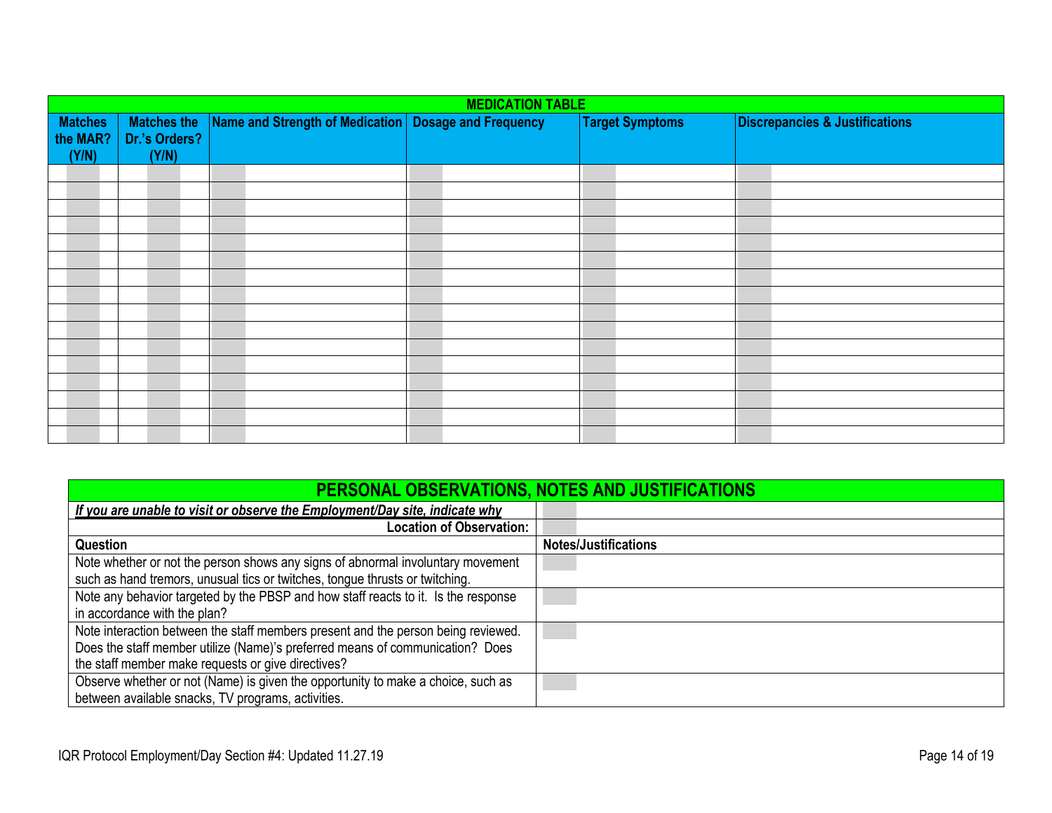| MEDICATION TABLE | | | | | |
|---|---|---|---|---|---|
| **Matches the MAR? (Y/N)** | **Matches the Dr.'s Orders? (Y/N)** | **Name and Strength of Medication** | **Dosage and Frequency** | **Target Symptoms** | **Discrepancies & Justifications** |
| | | | | | |
| | | | | | |
| | | | | | |
| | | | | | |
| | | | | | |
| | | | | | |
| | | | | | |
| | | | | | |
| | | | | | |
| | | | | | |
| | | | | | |
| | | | | | |
| | | | | | |
| | | | | | |
| | | | | | |
| | | | | | |

| PERSONAL OBSERVATIONS, NOTES AND JUSTIFICATIONS | |
|---|---|
| ***If you are unable to visit or observe the Employment/Day site, indicate why*** | |
| **Location of Observation:** | |
| **Question** | **Notes/Justifications** |
| Note whether or not the person shows any signs of abnormal involuntary movement such as hand tremors, unusual tics or twitches, tongue thrusts or twitching. | |
| Note any behavior targeted by the PBSP and how staff reacts to it. Is the response in accordance with the plan? | |
| Note interaction between the staff members present and the person being reviewed. Does the staff member utilize (Name)'s preferred means of communication? Does the staff member make requests or give directives? | |
| Observe whether or not (Name) is given the opportunity to make a choice, such as between available snacks, TV programs, activities. | |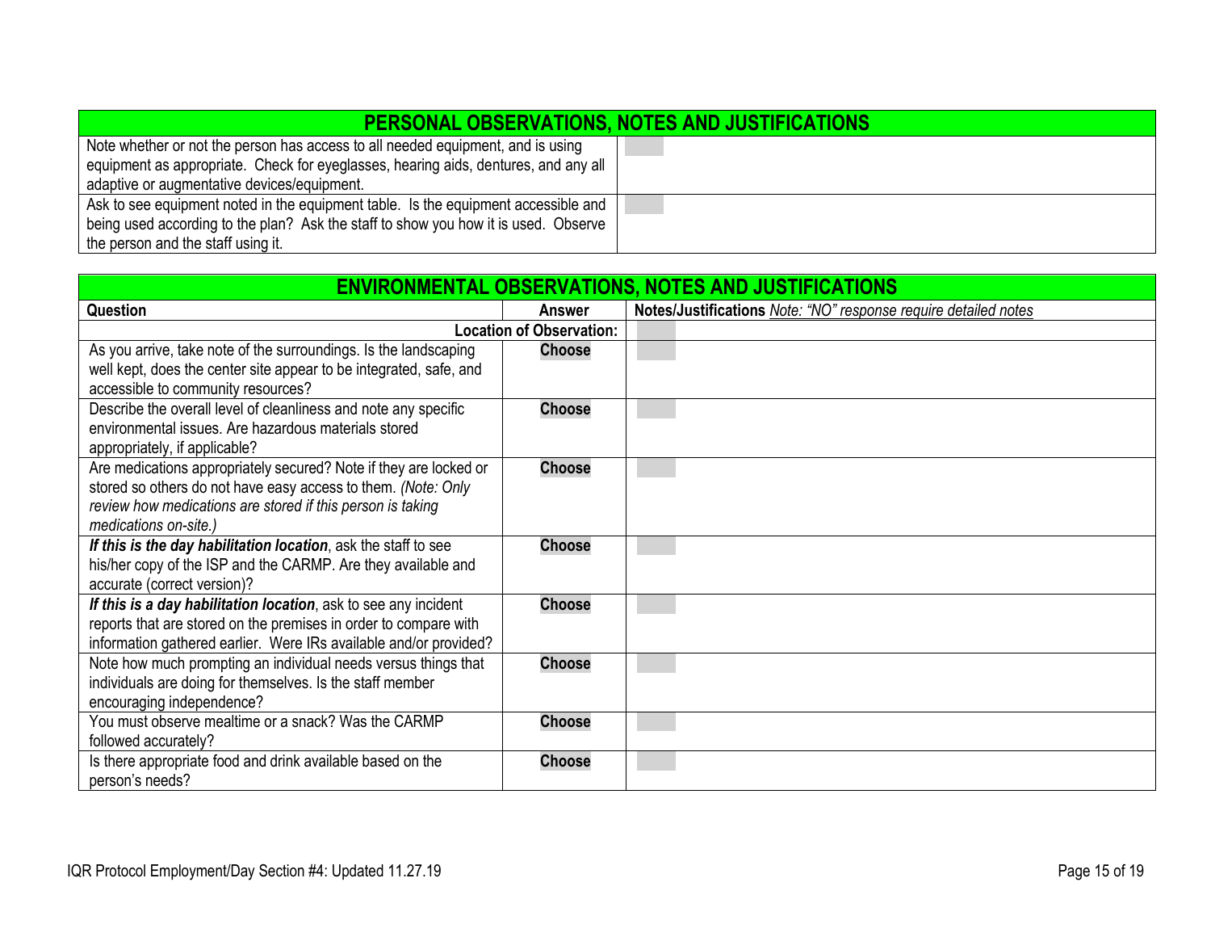| PERSONAL OBSERVATIONS, NOTES AND JUSTIFICATIONS | |
|---|---|
| Note whether or not the person has access to all needed equipment, and is using equipment as appropriate. Check for eyeglasses, hearing aids, dentures, and any all adaptive or augmentative devices/equipment. | |
| Ask to see equipment noted in the equipment table. Is the equipment accessible and being used according to the plan? Ask the staff to show you how it is used. Observe the person and the staff using it. | |

| ENVIRONMENTAL OBSERVATIONS, NOTES AND JUSTIFICATIONS | | |
|---|---|---|
| **Question** | **Answer** | **Notes/Justifications** *Note: "NO" response require detailed notes* |
| | **Location of Observation:** | |
| As you arrive, take note of the surroundings. Is the landscaping well kept, does the center site appear to be integrated, safe, and accessible to community resources? | **Choose** | |
| Describe the overall level of cleanliness and note any specific environmental issues. Are hazardous materials stored appropriately, if applicable? | **Choose** | |
| Are medications appropriately secured? Note if they are locked or stored so others do not have easy access to them. *(Note: Only review how medications are stored if this person is taking medications on-site.)* | **Choose** | |
| ***If this is the day habilitation location***, ask the staff to see his/her copy of the ISP and the CARMP. Are they available and accurate (correct version)? | **Choose** | |
| ***If this is a day habilitation location***, ask to see any incident reports that are stored on the premises in order to compare with information gathered earlier. Were IRs available and/or provided? | **Choose** | |
| Note how much prompting an individual needs versus things that individuals are doing for themselves. Is the staff member encouraging independence? | **Choose** | |
| You must observe mealtime or a snack? Was the CARMP followed accurately? | **Choose** | |
| Is there appropriate food and drink available based on the person's needs? | **Choose** | |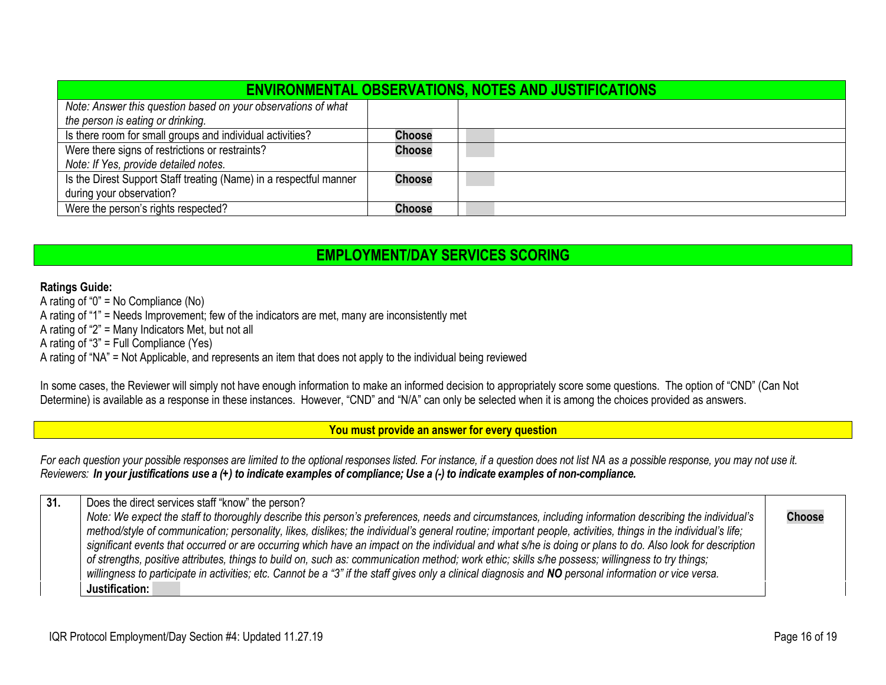| ENVIRONMENTAL OBSERVATIONS, NOTES AND JUSTIFICATIONS | | |
|---|---|---|
| *Note: Answer this question based on your observations of what the person is eating or drinking.* | | |
| Is there room for small groups and individual activities? | **Choose** | |
| Were there signs of restrictions or restraints? *Note: If Yes, provide detailed notes.* | **Choose** | |
| Is the Direst Support Staff treating (Name) in a respectful manner during your observation? | **Choose** | |
| Were the person's rights respected? | **Choose** | |

## EMPLOYMENT/DAY SERVICES SCORING

**Ratings Guide:**
A rating of "0" = No Compliance (No)
A rating of "1" = Needs Improvement; few of the indicators are met, many are inconsistently met
A rating of "2" = Many Indicators Met, but not all
A rating of "3" = Full Compliance (Yes)
A rating of "NA" = Not Applicable, and represents an item that does not apply to the individual being reviewed

In some cases, the Reviewer will simply not have enough information to make an informed decision to appropriately score some questions. The option of "CND" (Can Not Determine) is available as a response in these instances. However, "CND" and "N/A" can only be selected when it is among the choices provided as answers.

**You must provide an answer for every question**

*For each question your possible responses are limited to the optional responses listed. For instance, if a question does not list NA as a possible response, you may not use it.*
*Reviewers:* ***In your justifications use a (+) to indicate examples of compliance; Use a (-) to indicate examples of non-compliance.***

| **31.** | Does the direct services staff "know" the person? *Note: We expect the staff to thoroughly describe this person's preferences, needs and circumstances, including information describing the individual's method/style of communication; personality, likes, dislikes; the individual's general routine; important people, activities, things in the individual's life; significant events that occurred or are occurring which have an impact on the individual and what s/he is doing or plans to do. Also look for description of strengths, positive attributes, things to build on, such as: communication method; work ethic; skills s/he possess; willingness to try things; willingness to participate in activities; etc. Cannot be a "3" if the staff gives only a clinical diagnosis and* ***NO*** *personal information or vice versa.* | **Choose** |
|---|---|---|
| | **Justification:** | |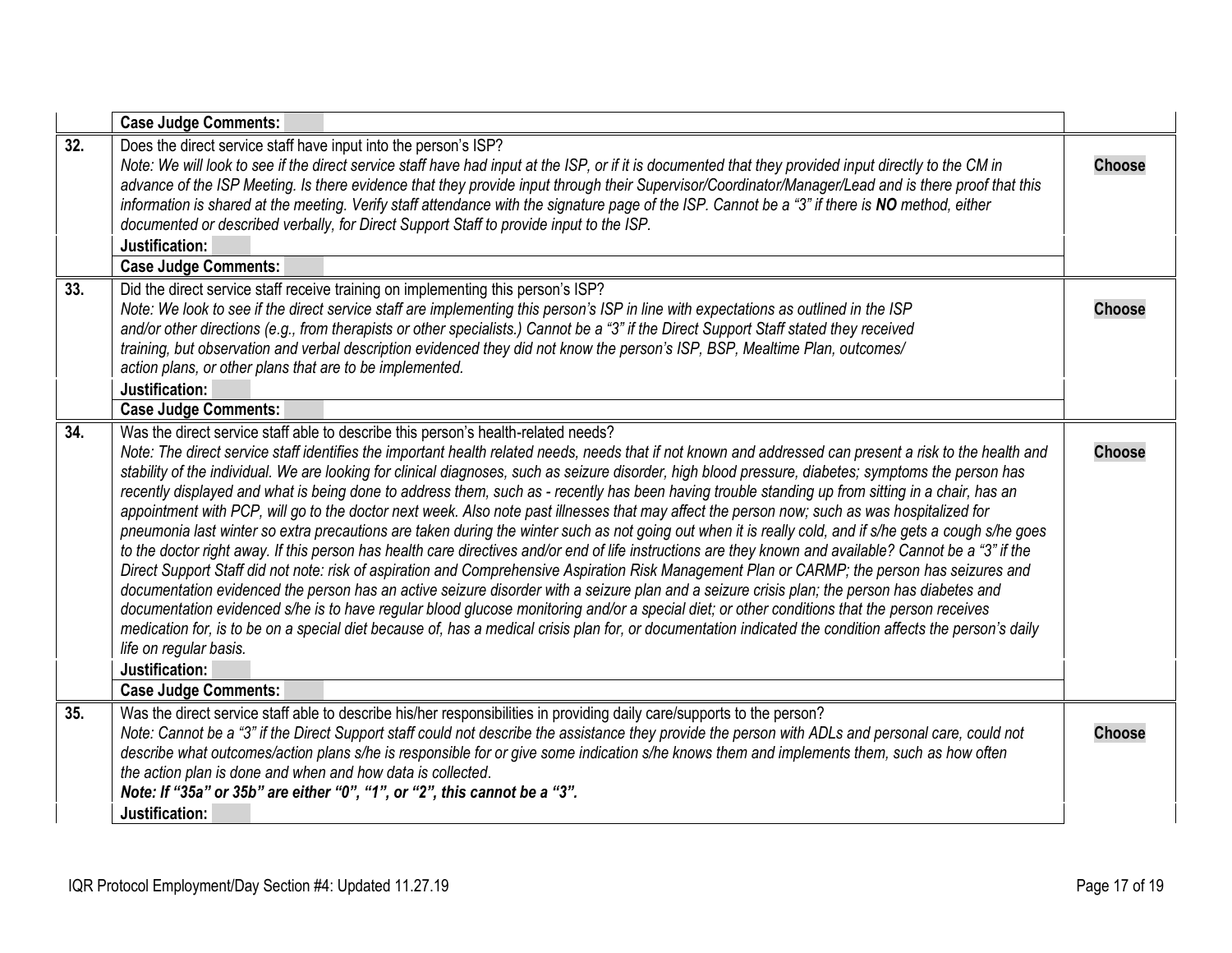| | | |
|---|---|---|
| | **Case Judge Comments:** | |
| **32.** | Does the direct service staff have input into the person's ISP?<br>*Note: We will look to see if the direct service staff have had input at the ISP, or if it is documented that they provided input directly to the CM in advance of the ISP Meeting. Is there evidence that they provide input through their Supervisor/Coordinator/Manager/Lead and is there proof that this information is shared at the meeting. Verify staff attendance with the signature page of the ISP. Cannot be a "3" if there is **NO** method, either documented or described verbally, for Direct Support Staff to provide input to the ISP.*<br>**Justification:**<br>**Case Judge Comments:** | **Choose** |
| **33.** | Did the direct service staff receive training on implementing this person's ISP?<br>*Note: We look to see if the direct service staff are implementing this person's ISP in line with expectations as outlined in the ISP and/or other directions (e.g., from therapists or other specialists.) Cannot be a "3" if the Direct Support Staff stated they received training, but observation and verbal description evidenced they did not know the person's ISP, BSP, Mealtime Plan, outcomes/ action plans, or other plans that are to be implemented.*<br>**Justification:**<br>**Case Judge Comments:** | **Choose** |
| **34.** | Was the direct service staff able to describe this person's health-related needs?<br>*Note: The direct service staff identifies the important health related needs, needs that if not known and addressed can present a risk to the health and stability of the individual. We are looking for clinical diagnoses, such as seizure disorder, high blood pressure, diabetes; symptoms the person has recently displayed and what is being done to address them, such as - recently has been having trouble standing up from sitting in a chair, has an appointment with PCP, will go to the doctor next week. Also note past illnesses that may affect the person now; such as was hospitalized for pneumonia last winter so extra precautions are taken during the winter such as not going out when it is really cold, and if s/he gets a cough s/he goes to the doctor right away. If this person has health care directives and/or end of life instructions are they known and available? Cannot be a "3" if the Direct Support Staff did not note: risk of aspiration and Comprehensive Aspiration Risk Management Plan or CARMP; the person has seizures and documentation evidenced the person has an active seizure disorder with a seizure plan and a seizure crisis plan; the person has diabetes and documentation evidenced s/he is to have regular blood glucose monitoring and/or a special diet; or other conditions that the person receives medication for, is to be on a special diet because of, has a medical crisis plan for, or documentation indicated the condition affects the person's daily life on regular basis.*<br>**Justification:**<br>**Case Judge Comments:** | **Choose** |
| **35.** | Was the direct service staff able to describe his/her responsibilities in providing daily care/supports to the person?<br>*Note: Cannot be a "3" if the Direct Support staff could not describe the assistance they provide the person with ADLs and personal care, could not describe what outcomes/action plans s/he is responsible for or give some indication s/he knows them and implements them, such as how often the action plan is done and when and how data is collected.*<br>***Note: If "35a" or 35b" are either "0", "1", or "2", this cannot be a "3".***<br>**Justification:** | **Choose** |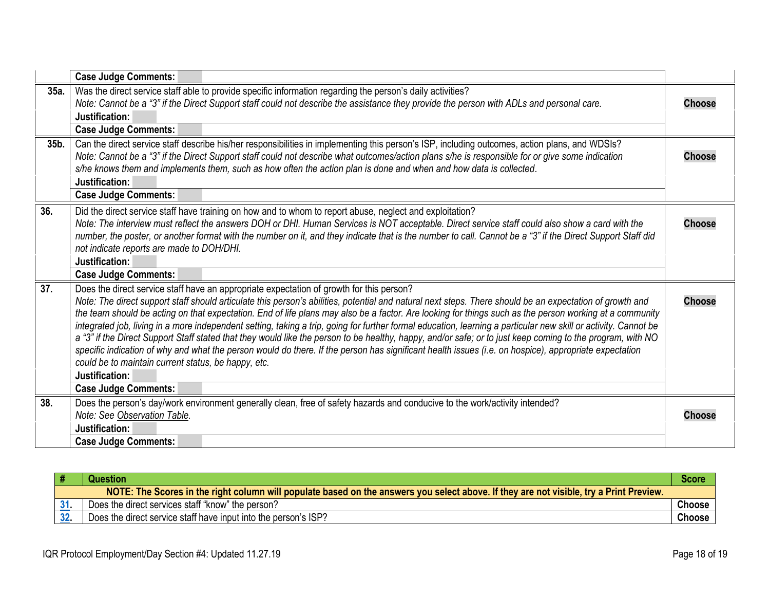| | | |
|---|---|---|
| | **Case Judge Comments:** | |
| **35a.** | Was the direct service staff able to provide specific information regarding the person's daily activities?<br>*Note: Cannot be a "3" if the Direct Support staff could not describe the assistance they provide the person with ADLs and personal care.*<br>**Justification:**<br>**Case Judge Comments:** | **Choose** |
| **35b.** | Can the direct service staff describe his/her responsibilities in implementing this person's ISP, including outcomes, action plans, and WDSIs?<br>*Note: Cannot be a "3" if the Direct Support staff could not describe what outcomes/action plans s/he is responsible for or give some indication s/he knows them and implements them, such as how often the action plan is done and when and how data is collected.*<br>**Justification:**<br>**Case Judge Comments:** | **Choose** |
| **36.** | Did the direct service staff have training on how and to whom to report abuse, neglect and exploitation?<br>*Note: The interview must reflect the answers DOH or DHI. Human Services is NOT acceptable. Direct service staff could also show a card with the number, the poster, or another format with the number on it, and they indicate that is the number to call. Cannot be a "3" if the Direct Support Staff did not indicate reports are made to DOH/DHI.*<br>**Justification:**<br>**Case Judge Comments:** | **Choose** |
| **37.** | Does the direct service staff have an appropriate expectation of growth for this person?<br>*Note: The direct support staff should articulate this person's abilities, potential and natural next steps. There should be an expectation of growth and the team should be acting on that expectation. End of life plans may also be a factor. Are looking for things such as the person working at a community integrated job, living in a more independent setting, taking a trip, going for further formal education, learning a particular new skill or activity. Cannot be a "3" if the Direct Support Staff stated that they would like the person to be healthy, happy, and/or safe; or to just keep coming to the program, with NO specific indication of why and what the person would do there. If the person has significant health issues (i.e. on hospice), appropriate expectation could be to maintain current status, be happy, etc.*<br>**Justification:**<br>**Case Judge Comments:** | **Choose** |
| **38.** | Does the person's day/work environment generally clean, free of safety hazards and conducive to the work/activity intended?<br>*Note: See Observation Table.*<br>**Justification:**<br>**Case Judge Comments:** | **Choose** |

| # | Question | Score |
|---|---|---|
| | **NOTE: The Scores in the right column will populate based on the answers you select above. If they are not visible, try a Print Preview.** | |
| 31. | Does the direct services staff "know" the person? | **Choose** |
| 32. | Does the direct service staff have input into the person's ISP? | **Choose** |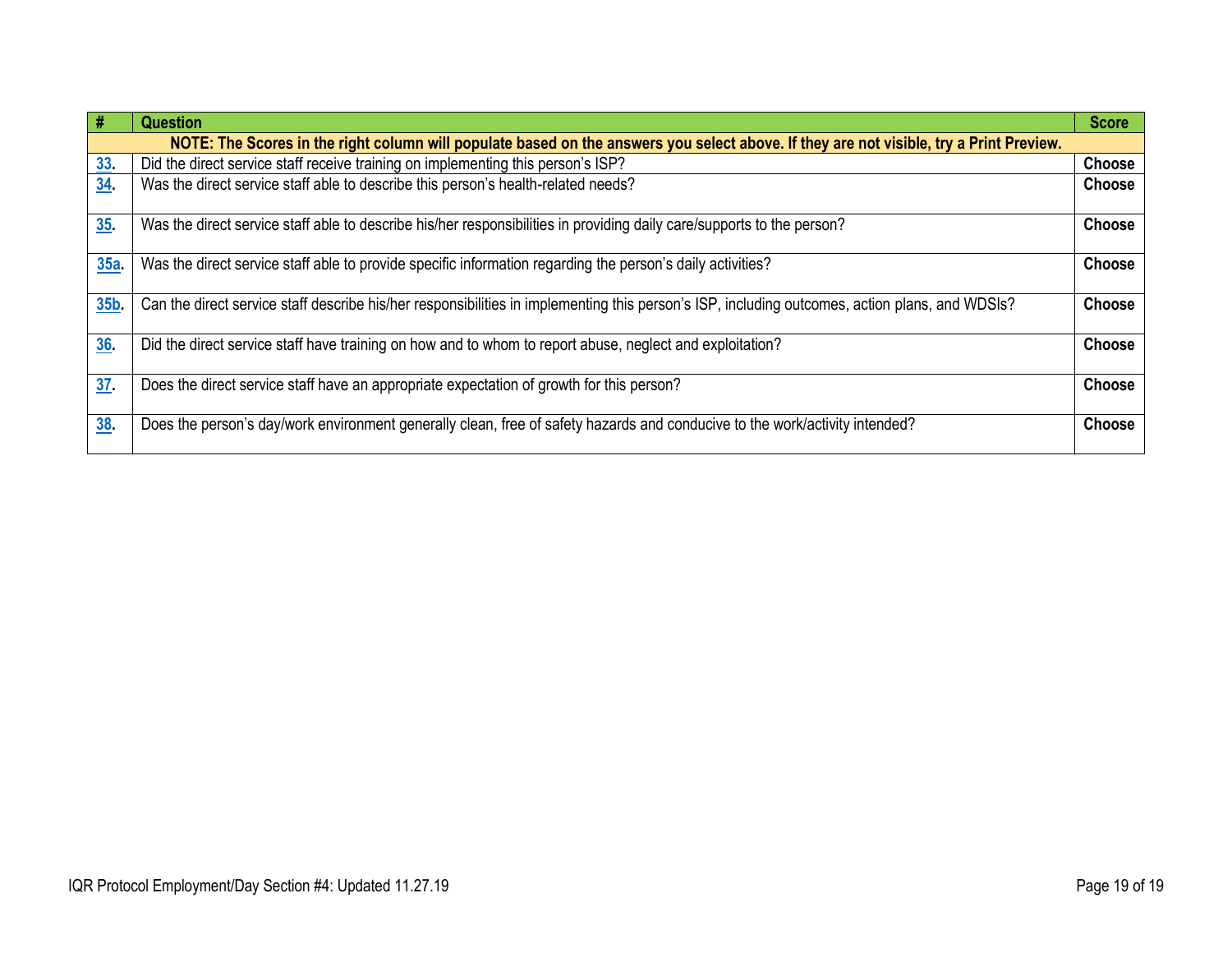| # | Question | Score |
|---|---|---|
| | **NOTE: The Scores in the right column will populate based on the answers you select above. If they are not visible, try a Print Preview.** | |
| 33. | Did the direct service staff receive training on implementing this person's ISP? | **Choose** |
| 34. | Was the direct service staff able to describe this person's health-related needs? | **Choose** |
| 35. | Was the direct service staff able to describe his/her responsibilities in providing daily care/supports to the person? | **Choose** |
| 35a. | Was the direct service staff able to provide specific information regarding the person's daily activities? | **Choose** |
| 35b. | Can the direct service staff describe his/her responsibilities in implementing this person's ISP, including outcomes, action plans, and WDSIs? | **Choose** |
| 36. | Did the direct service staff have training on how and to whom to report abuse, neglect and exploitation? | **Choose** |
| 37. | Does the direct service staff have an appropriate expectation of growth for this person? | **Choose** |
| 38. | Does the person's day/work environment generally clean, free of safety hazards and conducive to the work/activity intended? | **Choose** |

IQR Protocol Employment/Day Section #4: Updated 11.27.19